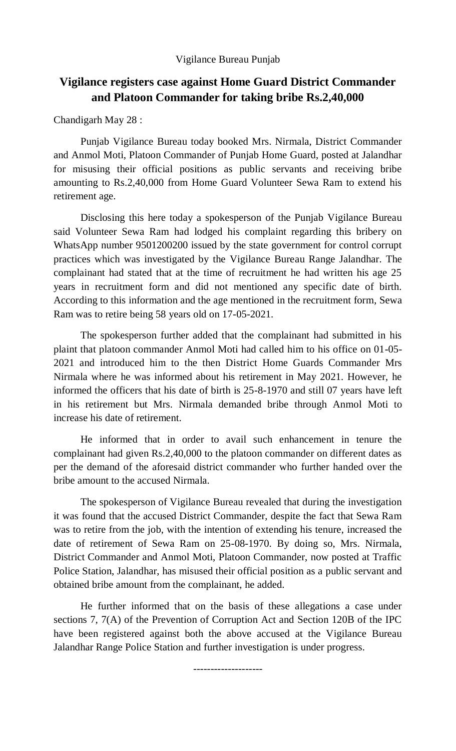Vigilance Bureau Punjab

# Vigilance registers case against Home Guard District Commander and Platoon Commander for taking bribe Rs.2,40,000

Chandigarh May 28 :

Punjab Vigilance Bureau today booked Mrs. Nirmala, District Commander and Anmol Moti, Platoon Commander of Punjab Home Guard, posted at Jalandhar for misusing their official positions as public servants and receiving bribe amounting to Rs.2,40,000 from Home Guard Volunteer Sewa Ram to extend his retirement age.

Disclosing this here today a spokesperson of the Punjab Vigilance Bureau said Volunteer Sewa Ram had lodged his complaint regarding this bribery on WhatsApp number 9501200200 issued by the state government for control corrupt practices which was investigated by the Vigilance Bureau Range Jalandhar. The complainant had stated that at the time of recruitment he had written his age 25 years in recruitment form and did not mentioned any specific date of birth. According to this information and the age mentioned in the recruitment form, Sewa Ram was to retire being 58 years old on 17-05-2021.

The spokesperson further added that the complainant had submitted in his plaint that platoon commander Anmol Moti had called him to his office on 01-05-2021 and introduced him to the then District Home Guards Commander Mrs Nirmala where he was informed about his retirement in May 2021. However, he informed the officers that his date of birth is 25-8-1970 and still 07 years have left in his retirement but Mrs. Nirmala demanded bribe through Anmol Moti to increase his date of retirement.

He informed that in order to avail such enhancement in tenure the complainant had given Rs.2,40,000 to the platoon commander on different dates as per the demand of the aforesaid district commander who further handed over the bribe amount to the accused Nirmala.

The spokesperson of Vigilance Bureau revealed that during the investigation it was found that the accused District Commander, despite the fact that Sewa Ram was to retire from the job, with the intention of extending his tenure, increased the date of retirement of Sewa Ram on 25-08-1970. By doing so, Mrs. Nirmala, District Commander and Anmol Moti, Platoon Commander, now posted at Traffic Police Station, Jalandhar, has misused their official position as a public servant and obtained bribe amount from the complainant, he added.

He further informed that on the basis of these allegations a case under sections 7, 7(A) of the Prevention of Corruption Act and Section 120B of the IPC have been registered against both the above accused at the Vigilance Bureau Jalandhar Range Police Station and further investigation is under progress.

--------------------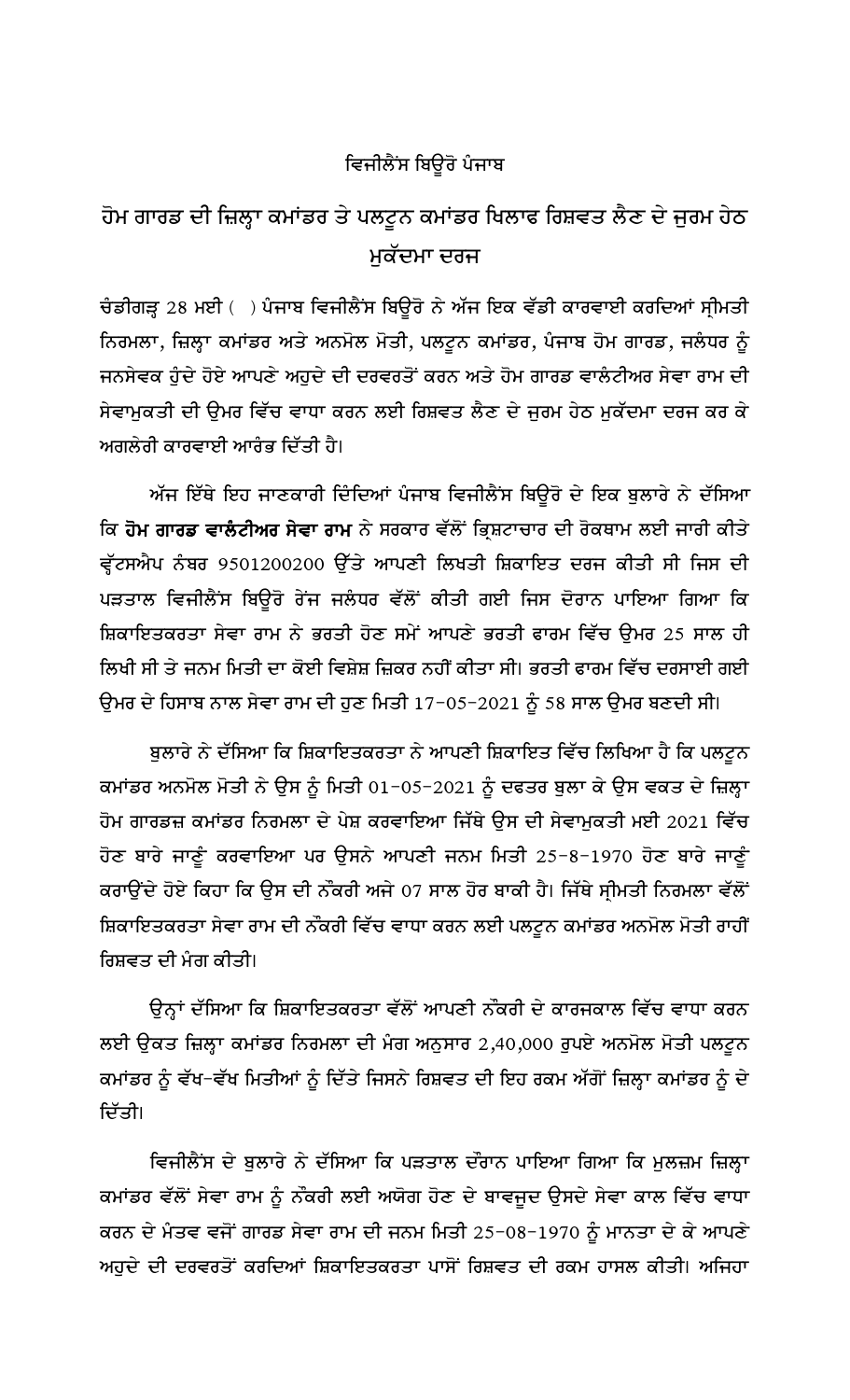ਵਿਜੀਲੈਂਸ ਬਿਊਰੋ ਪੰਜਾਬ

## ਹੋਮ ਗਾਰਡ ਦੀ ਜ਼ਿਲ੍ਹਾ ਕਮਾਂਡਰ ਤੇ ਪਲਟੂਨ ਕਮਾਂਡਰ ਖਿਲਾਫ ਰਿਸ਼ਵਤ ਲੈਣ ਦੇ ਜੁਰਮ ਹੇਠ ਮੁਕੱਦਮਾ ਦਰਜ

ਚੰਡੀਗੜ੍ਹ 28 ਮਈ ( ) ਪੰਜਾਬ ਵਿਜੀਲੈਂਸ ਬਿਊਰੋ ਨੇ ਅੱਜ ਇਕ ਵੱਡੀ ਕਾਰਵਾਈ ਕਰਦਿਆਂ ਸ੍ਰੀਮਤੀ ਨਿਰਮਲਾ, ਜ਼ਿਲ੍ਹਾ ਕਮਾਂਡਰ ਅਤੇ ਅਨਮੋਲ ਮੋਤੀ, ਪਲਟੂਨ ਕਮਾਂਡਰ, ਪੰਜਾਬ ਹੋਮ ਗਾਰਡ, ਜਲੰਧਰ ਨੂੰ ਜਨਸੇਵਕ ਹੁੰਦੇ ਹੋਏ ਆਪਣੇ ਅਹੁਦੇ ਦੀ ਦਰਵਰਤੋਂ ਕਰਨ ਅਤੇ ਹੋਮ ਗਾਰਡ ਵਾਲੰਟੀਅਰ ਸੇਵਾ ਰਾਮ ਦੀ ਸੇਵਾਮੁਕਤੀ ਦੀ ਉਮਰ ਵਿੱਚ ਵਾਧਾ ਕਰਨ ਲਈ ਰਿਸ਼ਵਤ ਲੈਣ ਦੇ ਜੁਰਮ ਹੇਠ ਮੁਕੱਦਮਾ ਦਰਜ ਕਰ ਕੇ ਅਗਲੇਰੀ ਕਾਰਵਾਈ ਆਰੰਭ ਦਿੱਤੀ ਹੈ।

ਅੱਜ ਇੱਥੇ ਇਹ ਜਾਣਕਾਰੀ ਦਿੰਦਿਆਂ ਪੰਜਾਬ ਵਿਜੀਲੈਂਸ ਬਿਊਰੋ ਦੇ ਇਕ ਬੁਲਾਰੇ ਨੇ ਦੱਸਿਆ ਕਿ **ਹੋਮ ਗਾਰਡ ਵਾਲੰਟੀਅਰ ਸੇਵਾ ਰਾਮ** ਨੇ ਸਰਕਾਰ ਵੱਲੋਂ ਭ੍ਰਿਸ਼ਟਾਚਾਰ ਦੀ ਰੋਕਥਾਮ ਲਈ ਜਾਰੀ ਕੀਤੇ ਵ੍ਹੱਟਸਐਪ ਨੰਬਰ 9501200200 ਉੱਤੇ ਆਪਣੀ ਲਿਖਤੀ ਸ਼ਿਕਾਇਤ ਦਰਜ ਕੀਤੀ ਸੀ ਜਿਸ ਦੀ ਪੜਤਾਲ ਵਿਜੀਲੈਂਸ ਬਿਊਰੋ ਰੇਂਜ ਜਲੰਧਰ ਵੱਲੋਂ ਕੀਤੀ ਗਈ ਜਿਸ ਦੌਰਾਨ ਪਾਇਆ ਗਿਆ ਕਿ ਸ਼ਿਕਾਇਤਕਰਤਾ ਸੇਵਾ ਰਾਮ ਨੇ ਭਰਤੀ ਹੋਣ ਸਮੇਂ ਆਪਣੇ ਭਰਤੀ ਫਾਰਮ ਵਿੱਚ ਉਮਰ 25 ਸਾਲ ਹੀ ਲਿਖੀ ਸੀ ਤੇ ਜਨਮ ਮਿਤੀ ਦਾ ਕੋਈ ਵਿਸ਼ੇਸ਼ ਜ਼ਿਕਰ ਨਹੀਂ ਕੀਤਾ ਸੀ। ਭਰਤੀ ਫਾਰਮ ਵਿੱਚ ਦਰਸਾਈ ਗਈ ਉਮਰ ਦੇ ਹਿਸਾਬ ਨਾਲ ਸੇਵਾ ਰਾਮ ਦੀ ਹੁਣ ਮਿਤੀ 17-05-2021 ਨੂੰ 58 ਸਾਲ ਉਮਰ ਬਣਦੀ ਸੀ।

ਬੁਲਾਰੇ ਨੇ ਦੱਸਿਆ ਕਿ ਸ਼ਿਕਾਇਤਕਰਤਾ ਨੇ ਆਪਣੀ ਸ਼ਿਕਾਇਤ ਵਿੱਚ ਲਿਖਿਆ ਹੈ ਕਿ ਪਲਟੂਨ ਕਮਾਂਡਰ ਅਨਮੋਲ ਮੋਤੀ ਨੇ ਉਸ ਨੂੰ ਮਿਤੀ 01-05-2021 ਨੂੰ ਦਫਤਰ ਬੁਲਾ ਕੇ ਉਸ ਵਕਤ ਦੇ ਜ਼ਿਲ੍ਹਾ ਹੋਮ ਗਾਰਡਜ਼ ਕਮਾਂਡਰ ਨਿਰਮਲਾ ਦੇ ਪੇਸ਼ ਕਰਵਾਇਆ ਜਿੱਥੇ ਉਸ ਦੀ ਸੇਵਾਮੁਕਤੀ ਮਈ 2021 ਵਿੱਚ ਹੋਣ ਬਾਰੇ ਜਾਣੂੰ ਕਰਵਾਇਆ ਪਰ ਉਸਨੇ ਆਪਣੀ ਜਨਮ ਮਿਤੀ 25-8-1970 ਹੋਣ ਬਾਰੇ ਜਾਣੂੰ ਕਰਾਉਂਦੇ ਹੋਏ ਕਿਹਾ ਕਿ ਉਸ ਦੀ ਨੌਕਰੀ ਅਜੇ 07 ਸਾਲ ਹੋਰ ਬਾਕੀ ਹੈ। ਜਿੱਥੇ ਸ੍ਰੀਮਤੀ ਨਿਰਮਲਾ ਵੱਲੋਂ ਸ਼ਿਕਾਇਤਕਰਤਾ ਸੇਵਾ ਰਾਮ ਦੀ ਨੌਕਰੀ ਵਿੱਚ ਵਾਧਾ ਕਰਨ ਲਈ ਪਲਟੂਨ ਕਮਾਂਡਰ ਅਨਮੋਲ ਮੋਤੀ ਰਾਹੀਂ ਰਿਸ਼ਵਤ ਦੀ ਮੰਗ ਕੀਤੀ।

ਉਨ੍ਹਾਂ ਦੱਸਿਆ ਕਿ ਸ਼ਿਕਾਇਤਕਰਤਾ ਵੱਲੋਂ ਆਪਣੀ ਨੌਕਰੀ ਦੇ ਕਾਰਜਕਾਲ ਵਿੱਚ ਵਾਧਾ ਕਰਨ ਲਈ ਉਕਤ ਜ਼ਿਲ੍ਹਾ ਕਮਾਂਡਰ ਨਿਰਮਲਾ ਦੀ ਮੰਗ ਅਨੁਸਾਰ 2,40,000 ਰੁਪਏ ਅਨਮੋਲ ਮੋਤੀ ਪਲਟੂਨ ਕਮਾਂਡਰ ਨੂੰ ਵੱਖ-ਵੱਖ ਮਿਤੀਆਂ ਨੂੰ ਦਿੱਤੇ ਜਿਸਨੇ ਰਿਸ਼ਵਤ ਦੀ ਇਹ ਰਕਮ ਅੱਗੋਂ ਜ਼ਿਲ੍ਹਾ ਕਮਾਂਡਰ ਨੂੰ ਦੇ ਦਿੱਤੀ।

ਵਿਜੀਲੈਂਸ ਦੇ ਬੁਲਾਰੇ ਨੇ ਦੱਸਿਆ ਕਿ ਪੜਤਾਲ ਦੌਰਾਨ ਪਾਇਆ ਗਿਆ ਕਿ ਮੁਲਜ਼ਮ ਜ਼ਿਲ੍ਹਾ ਕਮਾਂਡਰ ਵੱਲੋਂ ਸੇਵਾ ਰਾਮ ਨੂੰ ਨੌਕਰੀ ਲਈ ਅਯੋਗ ਹੋਣ ਦੇ ਬਾਵਜੂਦ ਉਸਦੇ ਸੇਵਾ ਕਾਲ ਵਿੱਚ ਵਾਧਾ ਕਰਨ ਦੇ ਮੰਤਵ ਵਜੋਂ ਗਾਰਡ ਸੇਵਾ ਰਾਮ ਦੀ ਜਨਮ ਮਿਤੀ 25-08-1970 ਨੂੰ ਮਾਨਤਾ ਦੇ ਕੇ ਆਪਣੇ ਅਹੁਦੇ ਦੀ ਦਰਵਰਤੋਂ ਕਰਦਿਆਂ ਸ਼ਿਕਾਇਤਕਰਤਾ ਪਾਸੋਂ ਰਿਸ਼ਵਤ ਦੀ ਰਕਮ ਹਾਸਲ ਕੀਤੀ। ਅਜਿਹਾ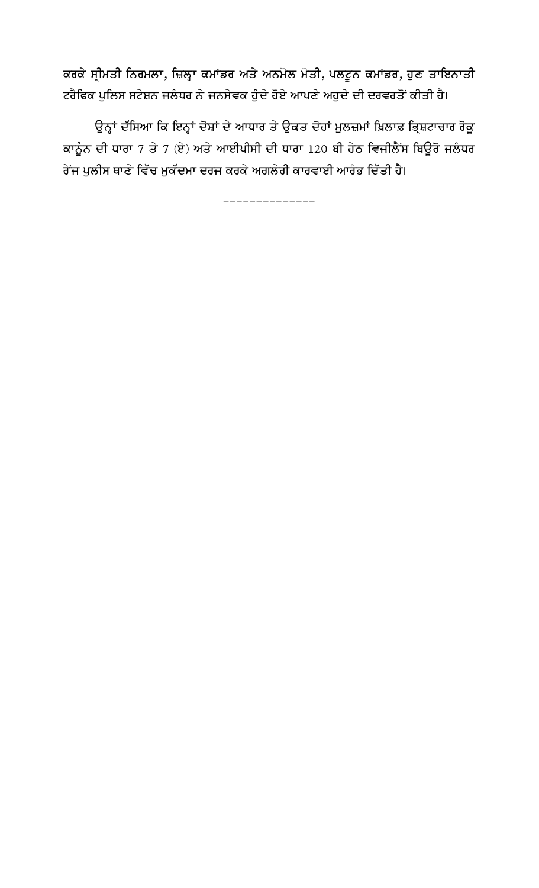ਕਰਕੇ ਸ੍ਰੀਮਤੀ ਨਿਰਮਲਾ, ਜ਼ਿਲ੍ਹਾ ਕਮਾਂਡਰ ਅਤੇ ਅਨਮੋਲ ਮੋਤੀ, ਪਲਟੂਨ ਕਮਾਂਡਰ, ਹੁਣ ਤਾਇਨਾਤੀ ਟਰੈਫਿਕ ਪੁਲਿਸ ਸਟੇਸ਼ਨ ਜਲੰਧਰ ਨੇ ਜਨਸੇਵਕ ਹੁੰਦੇ ਹੋਏ ਆਪਣੇ ਅਹੁਦੇ ਦੀ ਦਰਵਰਤੋਂ ਕੀਤੀ ਹੈ।

ਉਨ੍ਹਾਂ ਦੱਸਿਆ ਕਿ ਇਨ੍ਹਾਂ ਦੋਸ਼ਾਂ ਦੇ ਆਧਾਰ ਤੇ ਉਕਤ ਦੋਹਾਂ ਮੁਲਜ਼ਮਾਂ ਖ਼ਿਲਾਫ਼ ਭ੍ਰਿਸ਼ਟਾਚਾਰ ਰੋਕੂ ਕਾਨੂੰਨ ਦੀ ਧਾਰਾ 7 ਤੇ 7 (ਏ) ਅਤੇ ਆਈਪੀਸੀ ਦੀ ਧਾਰਾ 120 ਬੀ ਹੇਠ ਵਿਜੀਲੈਂਸ ਬਿਊਰੋ ਜਲੰਧਰ ਰੇਂਜ ਪੁਲੀਸ ਥਾਣੇ ਵਿੱਚ ਮੁਕੱਦਮਾ ਦਰਜ ਕਰਕੇ ਅਗਲੇਰੀ ਕਾਰਵਾਈ ਆਰੰਭ ਦਿੱਤੀ ਹੈ।

--------------